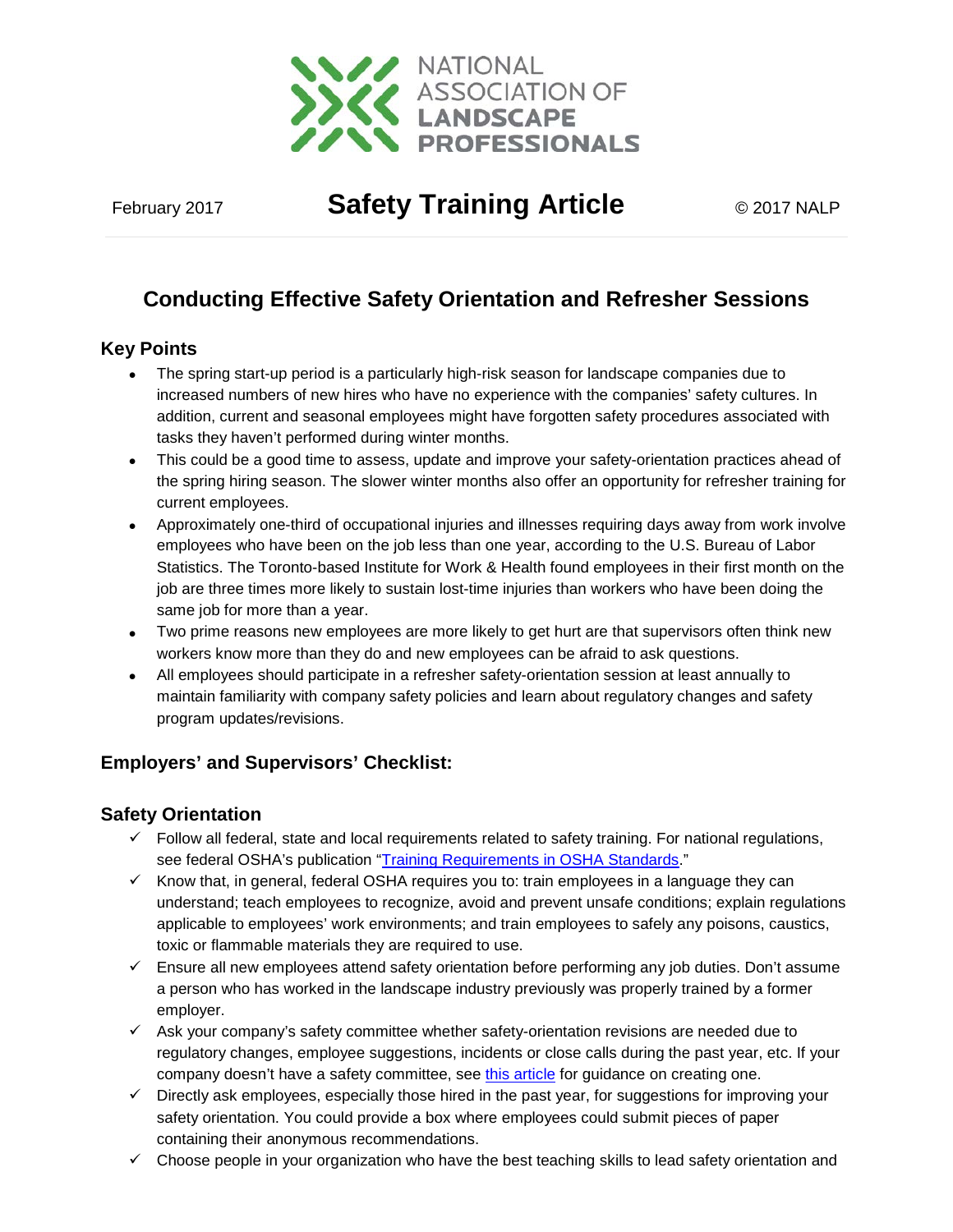NATIONAL ASSOCIATION OF LANDSCAPE PROFESSIONALS

February 2017 **Safety Training Article** © 2017 NALP

# Conducting Effective Safety Orientation and Refresher Sessions

## Key Points

- The spring start-up period is a particularly high-risk season for landscape companies due to increased numbers of new hires who have no experience with the companies' safety cultures. In addition, current and seasonal employees might have forgotten safety procedures associated with tasks they haven't performed during winter months.
- This could be a good time to assess, update and improve your safety-orientation practices ahead of the spring hiring season. The slower winter months also offer an opportunity for refresher training for current employees.
- Approximately one-third of occupational injuries and illnesses requiring days away from work involve employees who have been on the job less than one year, according to the U.S. Bureau of Labor Statistics. The Toronto-based Institute for Work & Health found employees in their first month on the job are three times more likely to sustain lost-time injuries than workers who have been doing the same job for more than a year.
- Two prime reasons new employees are more likely to get hurt are that supervisors often think new workers know more than they do and new employees can be afraid to ask questions.
- All employees should participate in a refresher safety-orientation session at least annually to maintain familiarity with company safety policies and learn about regulatory changes and safety program updates/revisions.

## Employers' and Supervisors' Checklist:

## Safety Orientation

- ✓ Follow all federal, state and local requirements related to safety training. For national regulations, see federal OSHA's publication "Training Requirements in OSHA Standards."
- ✓ Know that, in general, federal OSHA requires you to: train employees in a language they can understand; teach employees to recognize, avoid and prevent unsafe conditions; explain regulations applicable to employees' work environments; and train employees to safely any poisons, caustics, toxic or flammable materials they are required to use.
- ✓ Ensure all new employees attend safety orientation before performing any job duties. Don't assume a person who has worked in the landscape industry previously was properly trained by a former employer.
- ✓ Ask your company's safety committee whether safety-orientation revisions are needed due to regulatory changes, employee suggestions, incidents or close calls during the past year, etc. If your company doesn't have a safety committee, see this article for guidance on creating one.
- ✓ Directly ask employees, especially those hired in the past year, for suggestions for improving your safety orientation. You could provide a box where employees could submit pieces of paper containing their anonymous recommendations.
- ✓ Choose people in your organization who have the best teaching skills to lead safety orientation and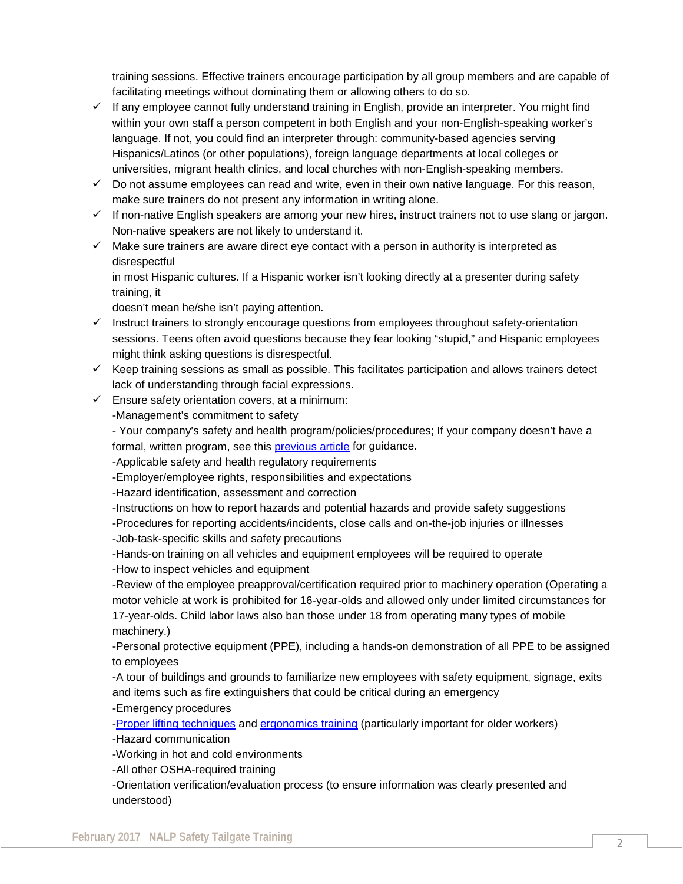training sessions. Effective trainers encourage participation by all group members and are capable of facilitating meetings without dominating them or allowing others to do so.

- ✓ If any employee cannot fully understand training in English, provide an interpreter. You might find within your own staff a person competent in both English and your non-English-speaking worker's language. If not, you could find an interpreter through: community-based agencies serving Hispanics/Latinos (or other populations), foreign language departments at local colleges or universities, migrant health clinics, and local churches with non-English-speaking members.
- ✓ Do not assume employees can read and write, even in their own native language. For this reason, make sure trainers do not present any information in writing alone.
- ✓ If non-native English speakers are among your new hires, instruct trainers not to use slang or jargon. Non-native speakers are not likely to understand it.
- ✓ Make sure trainers are aware direct eye contact with a person in authority is interpreted as disrespectful in most Hispanic cultures. If a Hispanic worker isn't looking directly at a presenter during safety training, it doesn't mean he/she isn't paying attention.
- ✓ Instruct trainers to strongly encourage questions from employees throughout safety-orientation sessions. Teens often avoid questions because they fear looking "stupid," and Hispanic employees might think asking questions is disrespectful.
- ✓ Keep training sessions as small as possible. This facilitates participation and allows trainers detect lack of understanding through facial expressions.
- ✓ Ensure safety orientation covers, at a minimum:
  - -Management's commitment to safety
  - - Your company's safety and health program/policies/procedures; If your company doesn't have a formal, written program, see this previous article for guidance.
  - -Applicable safety and health regulatory requirements
  - -Employer/employee rights, responsibilities and expectations
  - -Hazard identification, assessment and correction
  - -Instructions on how to report hazards and potential hazards and provide safety suggestions
  - -Procedures for reporting accidents/incidents, close calls and on-the-job injuries or illnesses
  - -Job-task-specific skills and safety precautions
  - -Hands-on training on all vehicles and equipment employees will be required to operate
  - -How to inspect vehicles and equipment
  - -Review of the employee preapproval/certification required prior to machinery operation (Operating a motor vehicle at work is prohibited for 16-year-olds and allowed only under limited circumstances for 17-year-olds. Child labor laws also ban those under 18 from operating many types of mobile machinery.)
  - -Personal protective equipment (PPE), including a hands-on demonstration of all PPE to be assigned to employees
  - -A tour of buildings and grounds to familiarize new employees with safety equipment, signage, exits and items such as fire extinguishers that could be critical during an emergency
  - -Emergency procedures
  - -Proper lifting techniques and ergonomics training (particularly important for older workers)
  - -Hazard communication
  - -Working in hot and cold environments
  - -All other OSHA-required training
  - -Orientation verification/evaluation process (to ensure information was clearly presented and understood)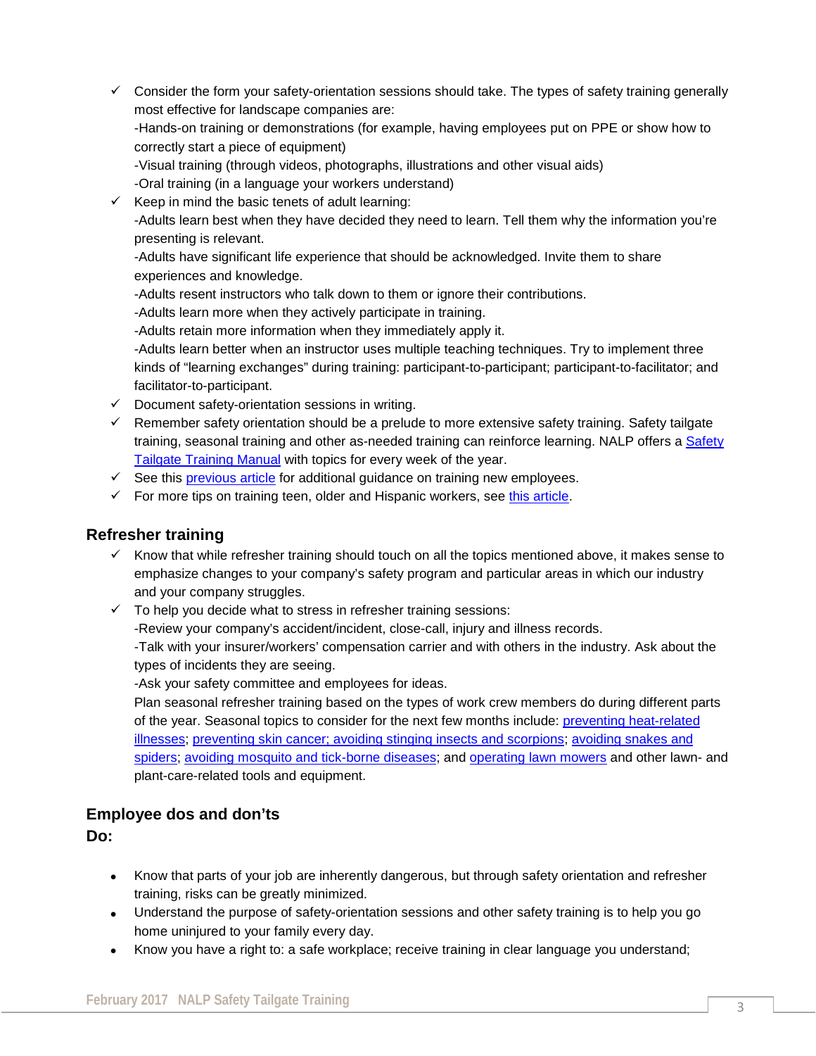- ✓ Consider the form your safety-orientation sessions should take. The types of safety training generally most effective for landscape companies are:
  -Hands-on training or demonstrations (for example, having employees put on PPE or show how to correctly start a piece of equipment)
  -Visual training (through videos, photographs, illustrations and other visual aids)
  -Oral training (in a language your workers understand)
- ✓ Keep in mind the basic tenets of adult learning:
  -Adults learn best when they have decided they need to learn. Tell them why the information you're presenting is relevant.
  -Adults have significant life experience that should be acknowledged. Invite them to share experiences and knowledge.
  -Adults resent instructors who talk down to them or ignore their contributions.
  -Adults learn more when they actively participate in training.
  -Adults retain more information when they immediately apply it.
  -Adults learn better when an instructor uses multiple teaching techniques. Try to implement three kinds of "learning exchanges" during training: participant-to-participant; participant-to-facilitator; and facilitator-to-participant.
- ✓ Document safety-orientation sessions in writing.
- ✓ Remember safety orientation should be a prelude to more extensive safety training. Safety tailgate training, seasonal training and other as-needed training can reinforce learning. NALP offers a Safety Tailgate Training Manual with topics for every week of the year.
- ✓ See this previous article for additional guidance on training new employees.
- ✓ For more tips on training teen, older and Hispanic workers, see this article.

## Refresher training

- ✓ Know that while refresher training should touch on all the topics mentioned above, it makes sense to emphasize changes to your company's safety program and particular areas in which our industry and your company struggles.
- ✓ To help you decide what to stress in refresher training sessions:
  -Review your company's accident/incident, close-call, injury and illness records.
  -Talk with your insurer/workers' compensation carrier and with others in the industry. Ask about the types of incidents they are seeing.
  -Ask your safety committee and employees for ideas.
  Plan seasonal refresher training based on the types of work crew members do during different parts of the year. Seasonal topics to consider for the next few months include: preventing heat-related illnesses; preventing skin cancer; avoiding stinging insects and scorpions; avoiding snakes and spiders; avoiding mosquito and tick-borne diseases; and operating lawn mowers and other lawn- and plant-care-related tools and equipment.

## Employee dos and don'ts

**Do:**

- Know that parts of your job are inherently dangerous, but through safety orientation and refresher training, risks can be greatly minimized.
- Understand the purpose of safety-orientation sessions and other safety training is to help you go home uninjured to your family every day.
- Know you have a right to: a safe workplace; receive training in clear language you understand;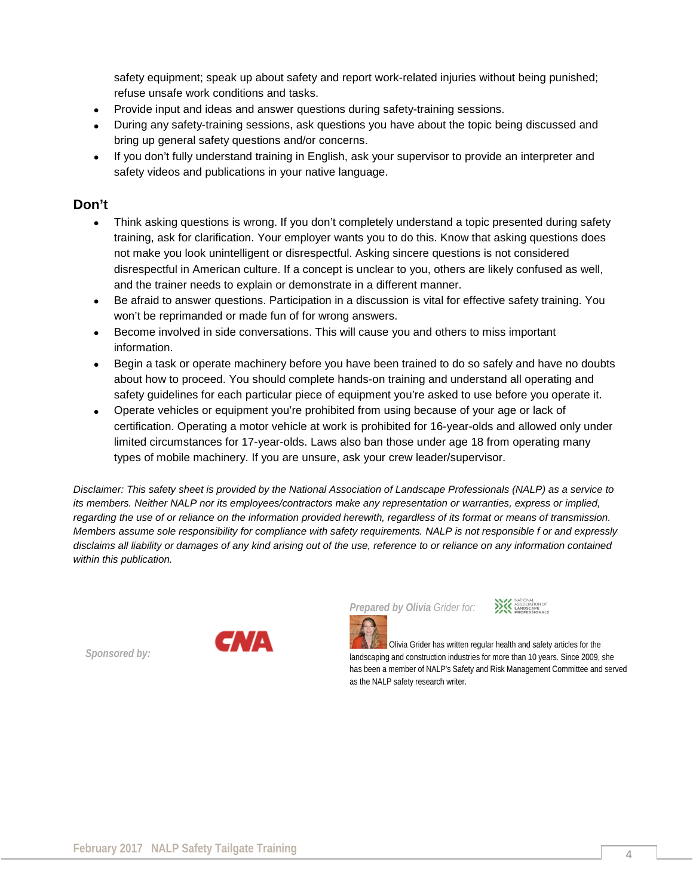safety equipment; speak up about safety and report work-related injuries without being punished; refuse unsafe work conditions and tasks.

- Provide input and ideas and answer questions during safety-training sessions.
- During any safety-training sessions, ask questions you have about the topic being discussed and bring up general safety questions and/or concerns.
- If you don't fully understand training in English, ask your supervisor to provide an interpreter and safety videos and publications in your native language.

## Don't

- Think asking questions is wrong. If you don't completely understand a topic presented during safety training, ask for clarification. Your employer wants you to do this. Know that asking questions does not make you look unintelligent or disrespectful. Asking sincere questions is not considered disrespectful in American culture. If a concept is unclear to you, others are likely confused as well, and the trainer needs to explain or demonstrate in a different manner.
- Be afraid to answer questions. Participation in a discussion is vital for effective safety training. You won't be reprimanded or made fun of for wrong answers.
- Become involved in side conversations. This will cause you and others to miss important information.
- Begin a task or operate machinery before you have been trained to do so safely and have no doubts about how to proceed. You should complete hands-on training and understand all operating and safety guidelines for each particular piece of equipment you're asked to use before you operate it.
- Operate vehicles or equipment you're prohibited from using because of your age or lack of certification. Operating a motor vehicle at work is prohibited for 16-year-olds and allowed only under limited circumstances for 17-year-olds. Laws also ban those under age 18 from operating many types of mobile machinery. If you are unsure, ask your crew leader/supervisor.

*Disclaimer: This safety sheet is provided by the National Association of Landscape Professionals (NALP) as a service to its members. Neither NALP nor its employees/contractors make any representation or warranties, express or implied, regarding the use of or reliance on the information provided herewith, regardless of its format or means of transmission. Members assume sole responsibility for compliance with safety requirements. NALP is not responsible f or and expressly disclaims all liability or damages of any kind arising out of the use, reference to or reliance on any information contained within this publication.*

*Sponsored by:* CNA

***Prepared by Olivia** Grider for:* National Association of Landscape Professionals

Olivia Grider has written regular health and safety articles for the landscaping and construction industries for more than 10 years. Since 2009, she has been a member of NALP's Safety and Risk Management Committee and served as the NALP safety research writer.